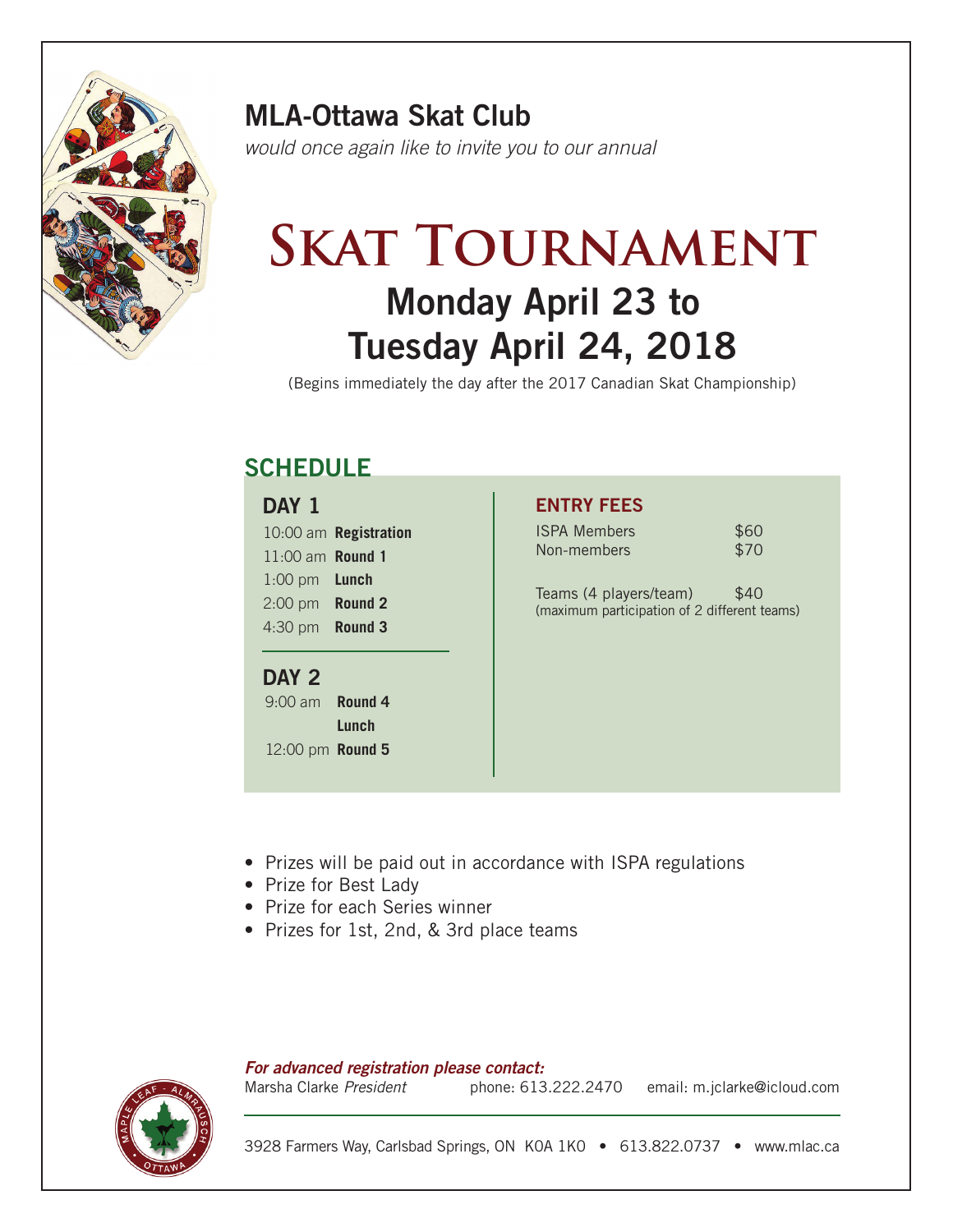## MLA-Ottawa Skat Club

*would once again like to invite you to our annual*

# SKAT TOURNAMENT

## Monday April 23 to Tuesday April 24, 2018

(Begins immediately the day after the 2017 Canadian Skat Championship)

## SCHEDULE

### DAY 1

| Time | Event |
| --- | --- |
| 10:00 am | **Registration** |
| 11:00 am | **Round 1** |
| 1:00 pm | **Lunch** |
| 2:00 pm | **Round 2** |
| 4:30 pm | **Round 3** |

### DAY 2

| Time | Event |
| --- | --- |
| 9:00 am | **Round 4** |
| | **Lunch** |
| 12:00 pm | **Round 5** |

### ENTRY FEES

| Category | Fee |
| --- | --- |
| ISPA Members | $60 |
| Non-members | $70 |
| Teams (4 players/team) | $40 |

(maximum participation of 2 different teams)

- Prizes will be paid out in accordance with ISPA regulations
- Prize for Best Lady
- Prize for each Series winner
- Prizes for 1st, 2nd, & 3rd place teams

***For advanced registration please contact:***

Marsha Clarke *President* phone: 613.222.2470 email: m.jclarke@icloud.com

3928 Farmers Way, Carlsbad Springs, ON K0A 1K0 • 613.822.0737 • www.mlac.ca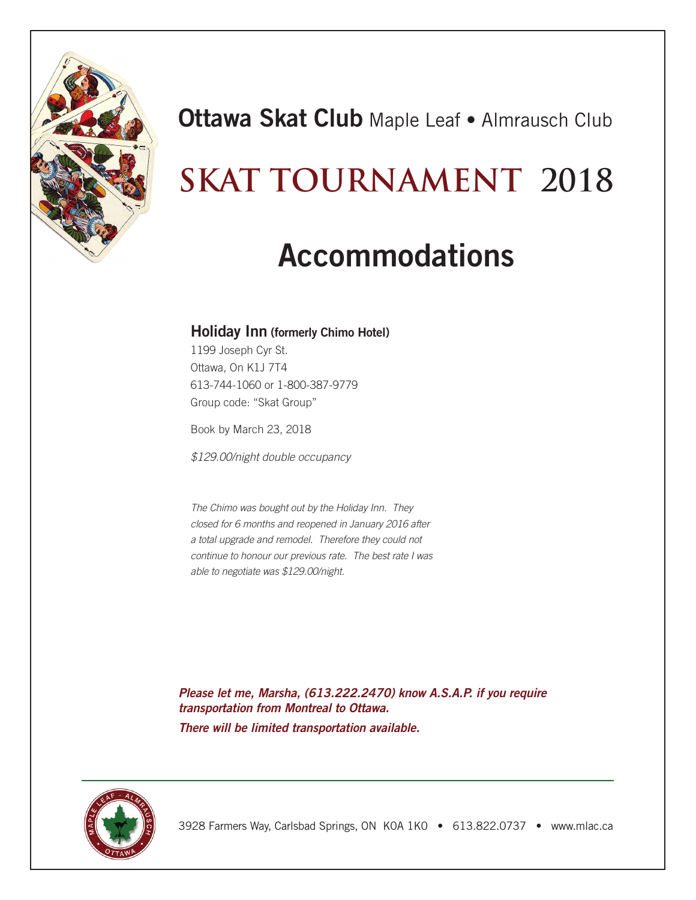**Ottawa Skat Club** Maple Leaf • Almrausch Club

# SKAT TOURNAMENT 2018

## Accommodations

### Holiday Inn (formerly Chimo Hotel)

1199 Joseph Cyr St.
Ottawa, On K1J 7T4
613-744-1060 or 1-800-387-9779
Group code: "Skat Group"

Book by March 23, 2018

*$129.00/night double occupancy*

*The Chimo was bought out by the Holiday Inn. They closed for 6 months and reopened in January 2016 after a total upgrade and remodel. Therefore they could not continue to honour our previous rate. The best rate I was able to negotiate was $129.00/night.*

***Please let me, Marsha, (613.222.2470) know A.S.A.P. if you require transportation from Montreal to Ottawa.***

***There will be limited transportation available.***

3928 Farmers Way, Carlsbad Springs, ON K0A 1K0 • 613.822.0737 • www.mlac.ca